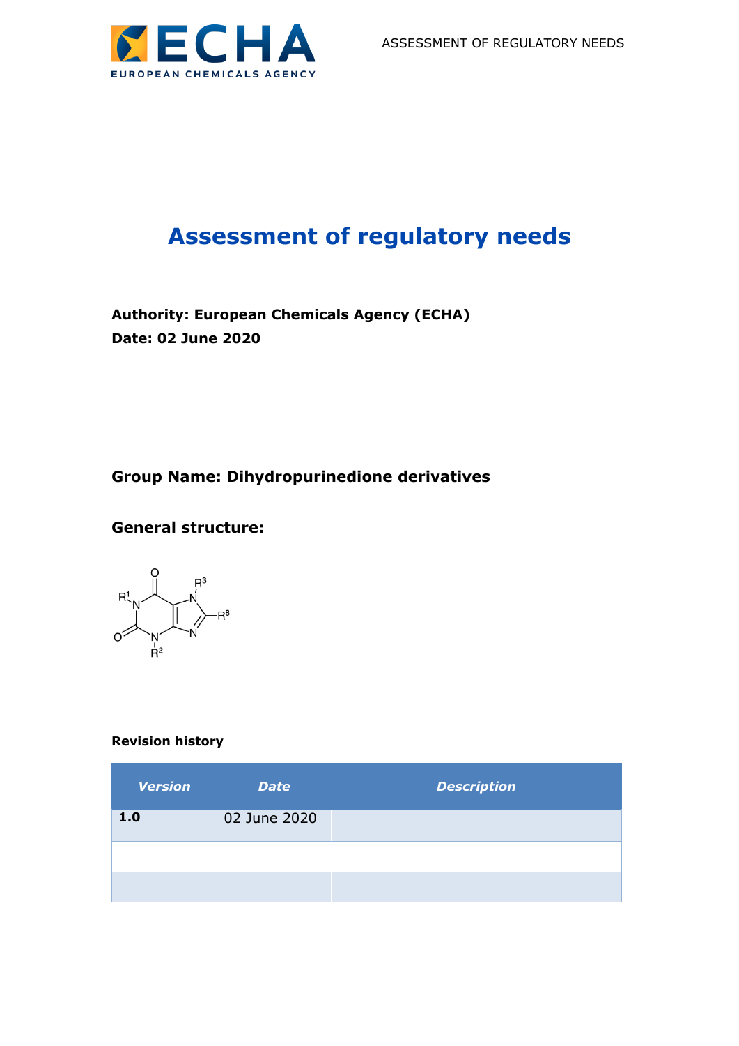# Assessment of regulatory needs

**Authority: European Chemicals Agency (ECHA)**
**Date: 02 June 2020**

## Group Name: Dihydropurinedione derivatives

## General structure:

### Revision history

| *Version* | *Date* | *Description* |
|---|---|---|
| **1.0** | 02 June 2020 | |
| | | |
| | | |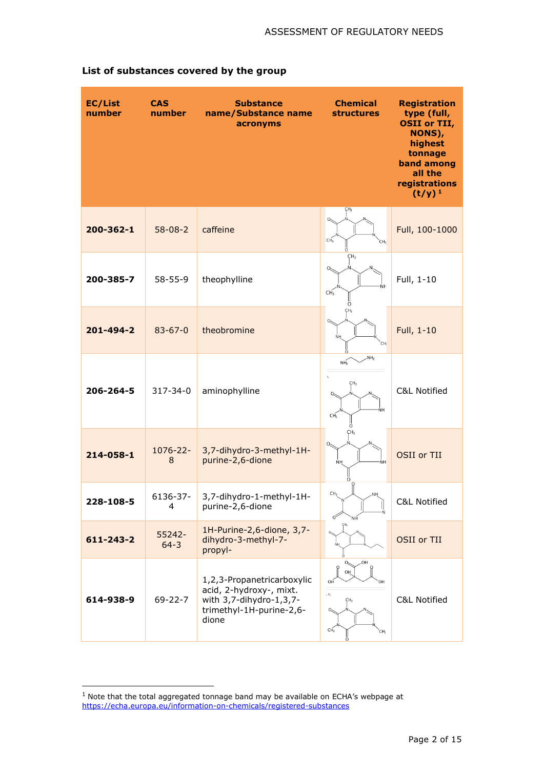### List of substances covered by the group

| EC/List number | CAS number | Substance name/Substance name acronyms | Chemical structures | Registration type (full, OSII or TII, NONS), highest tonnage band among all the registrations (t/y) [1] |
|---|---|---|---|---|
| **200-362-1** | 58-08-2 | caffeine | | Full, 100-1000 |
| **200-385-7** | 58-55-9 | theophylline | | Full, 1-10 |
| **201-494-2** | 83-67-0 | theobromine | | Full, 1-10 |
| **206-264-5** | 317-34-0 | aminophylline | | C&L Notified |
| **214-058-1** | 1076-22-8 | 3,7-dihydro-3-methyl-1H-purine-2,6-dione | | OSII or TII |
| **228-108-5** | 6136-37-4 | 3,7-dihydro-1-methyl-1H-purine-2,6-dione | | C&L Notified |
| **611-243-2** | 55242-64-3 | 1H-Purine-2,6-dione, 3,7-dihydro-3-methyl-7-propyl- | | OSII or TII |
| **614-938-9** | 69-22-7 | 1,2,3-Propanetricarboxylic acid, 2-hydroxy-, mixt. with 3,7-dihydro-1,3,7-trimethyl-1H-purine-2,6-dione | | C&L Notified |

[1] Note that the total aggregated tonnage band may be available on ECHA's webpage at https://echa.europa.eu/information-on-chemicals/registered-substances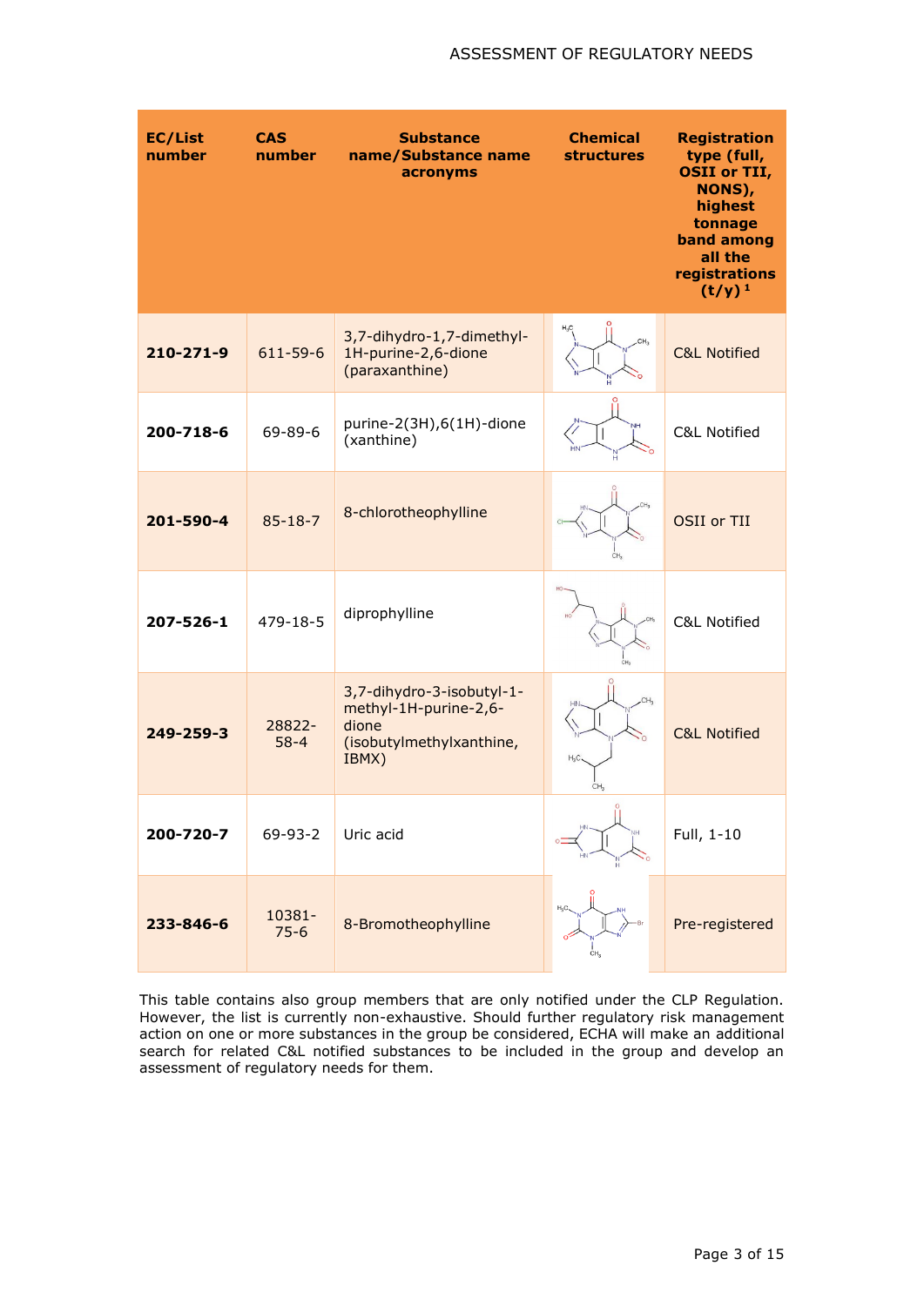| EC/List number | CAS number | Substance name/Substance name acronyms | Chemical structures | Registration type (full, OSII or TII, NONS), highest tonnage band among all the registrations (t/y) [1] |
|---|---|---|---|---|
| **210-271-9** | 611-59-6 | 3,7-dihydro-1,7-dimethyl-1H-purine-2,6-dione (paraxanthine) | | C&L Notified |
| **200-718-6** | 69-89-6 | purine-2(3H),6(1H)-dione (xanthine) | | C&L Notified |
| **201-590-4** | 85-18-7 | 8-chlorotheophylline | | OSII or TII |
| **207-526-1** | 479-18-5 | diprophylline | | C&L Notified |
| **249-259-3** | 28822-58-4 | 3,7-dihydro-3-isobutyl-1-methyl-1H-purine-2,6-dione (isobutylmethylxanthine, IBMX) | | C&L Notified |
| **200-720-7** | 69-93-2 | Uric acid | | Full, 1-10 |
| **233-846-6** | 10381-75-6 | 8-Bromotheophylline | | Pre-registered |

This table contains also group members that are only notified under the CLP Regulation. However, the list is currently non-exhaustive. Should further regulatory risk management action on one or more substances in the group be considered, ECHA will make an additional search for related C&L notified substances to be included in the group and develop an assessment of regulatory needs for them.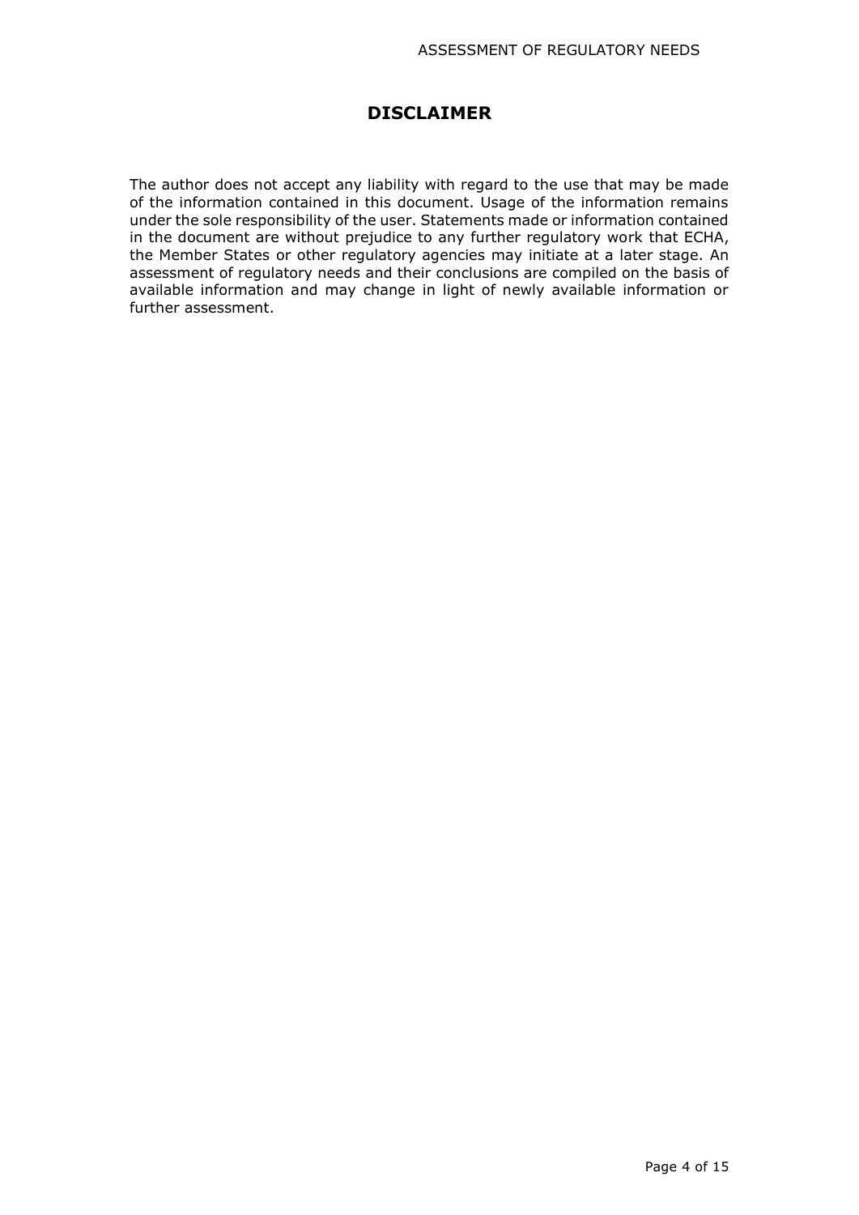# DISCLAIMER

The author does not accept any liability with regard to the use that may be made of the information contained in this document. Usage of the information remains under the sole responsibility of the user. Statements made or information contained in the document are without prejudice to any further regulatory work that ECHA, the Member States or other regulatory agencies may initiate at a later stage. An assessment of regulatory needs and their conclusions are compiled on the basis of available information and may change in light of newly available information or further assessment.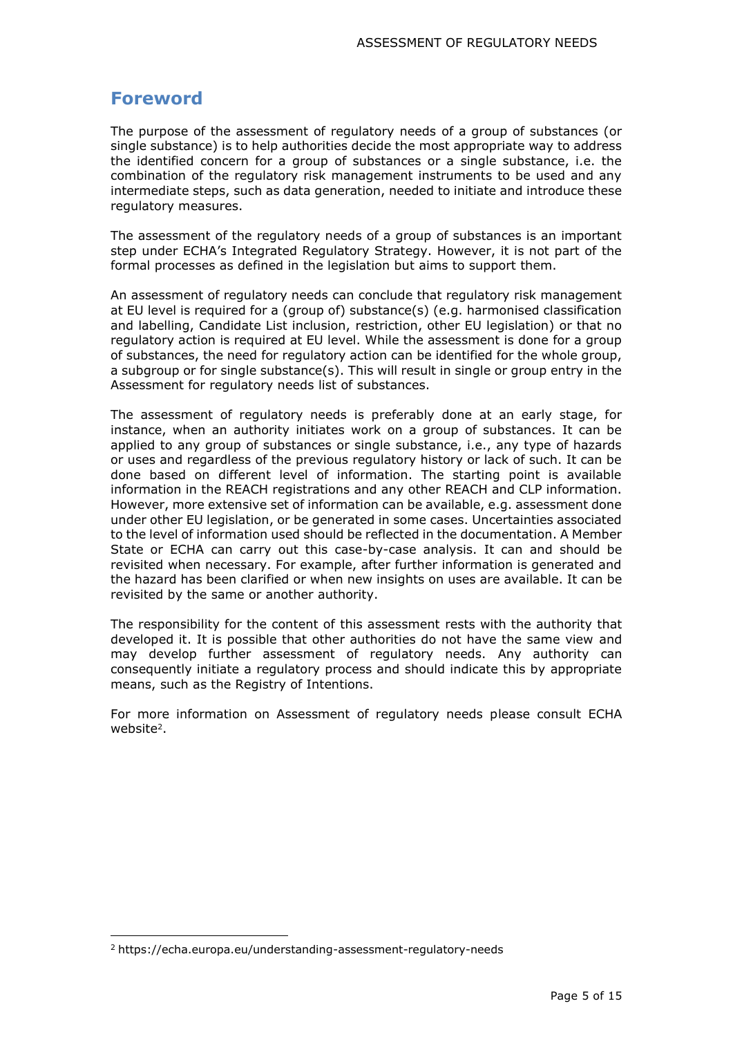# Foreword

The purpose of the assessment of regulatory needs of a group of substances (or single substance) is to help authorities decide the most appropriate way to address the identified concern for a group of substances or a single substance, i.e. the combination of the regulatory risk management instruments to be used and any intermediate steps, such as data generation, needed to initiate and introduce these regulatory measures.

The assessment of the regulatory needs of a group of substances is an important step under ECHA's Integrated Regulatory Strategy. However, it is not part of the formal processes as defined in the legislation but aims to support them.

An assessment of regulatory needs can conclude that regulatory risk management at EU level is required for a (group of) substance(s) (e.g. harmonised classification and labelling, Candidate List inclusion, restriction, other EU legislation) or that no regulatory action is required at EU level. While the assessment is done for a group of substances, the need for regulatory action can be identified for the whole group, a subgroup or for single substance(s). This will result in single or group entry in the Assessment for regulatory needs list of substances.

The assessment of regulatory needs is preferably done at an early stage, for instance, when an authority initiates work on a group of substances. It can be applied to any group of substances or single substance, i.e., any type of hazards or uses and regardless of the previous regulatory history or lack of such. It can be done based on different level of information. The starting point is available information in the REACH registrations and any other REACH and CLP information. However, more extensive set of information can be available, e.g. assessment done under other EU legislation, or be generated in some cases. Uncertainties associated to the level of information used should be reflected in the documentation. A Member State or ECHA can carry out this case-by-case analysis. It can and should be revisited when necessary. For example, after further information is generated and the hazard has been clarified or when new insights on uses are available. It can be revisited by the same or another authority.

The responsibility for the content of this assessment rests with the authority that developed it. It is possible that other authorities do not have the same view and may develop further assessment of regulatory needs. Any authority can consequently initiate a regulatory process and should indicate this by appropriate means, such as the Registry of Intentions.

For more information on Assessment of regulatory needs please consult ECHA website[2].

[2] https://echa.europa.eu/understanding-assessment-regulatory-needs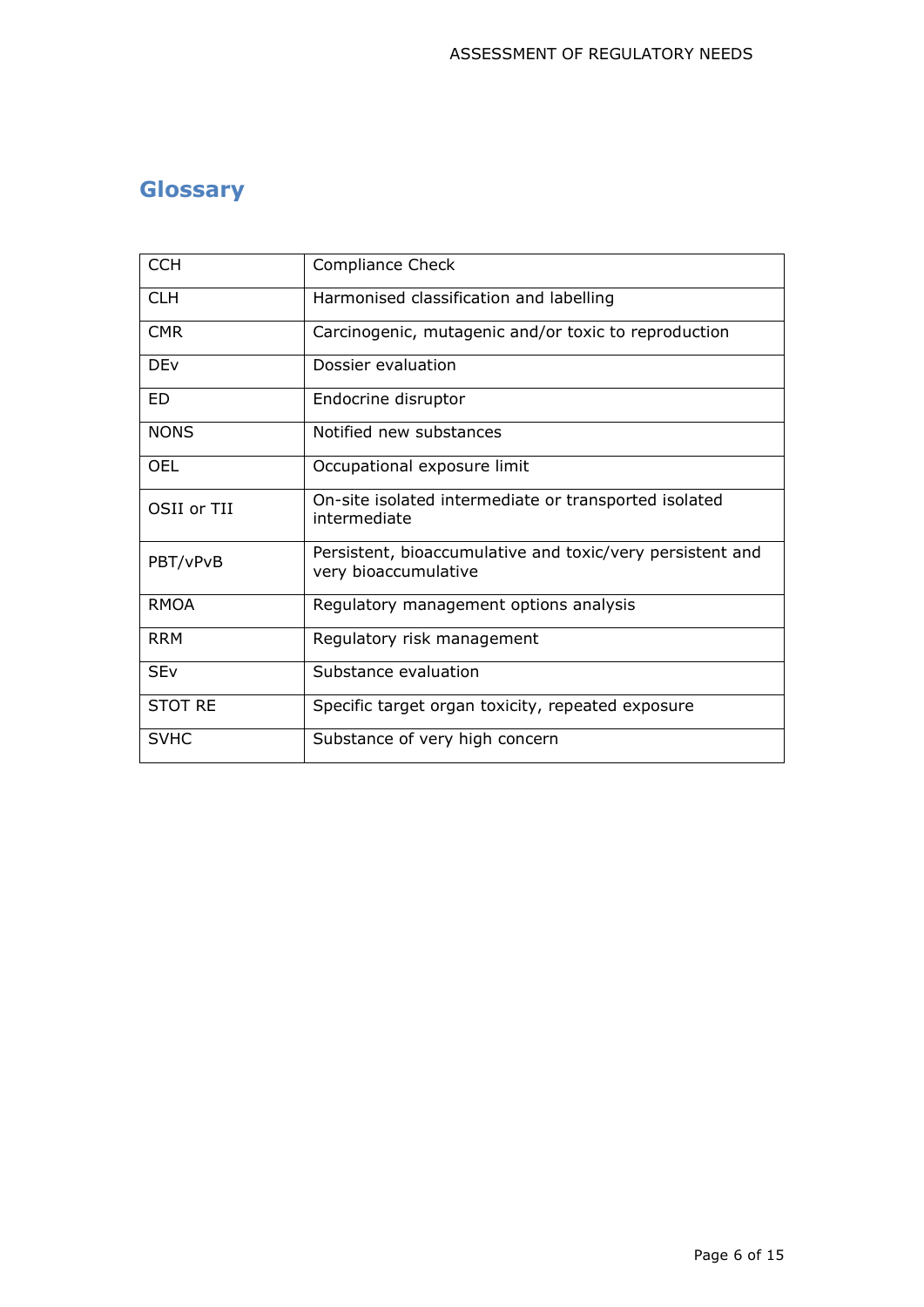## Glossary

| | |
|---|---|
| CCH | Compliance Check |
| CLH | Harmonised classification and labelling |
| CMR | Carcinogenic, mutagenic and/or toxic to reproduction |
| DEv | Dossier evaluation |
| ED | Endocrine disruptor |
| NONS | Notified new substances |
| OEL | Occupational exposure limit |
| OSII or TII | On-site isolated intermediate or transported isolated intermediate |
| PBT/vPvB | Persistent, bioaccumulative and toxic/very persistent and very bioaccumulative |
| RMOA | Regulatory management options analysis |
| RRM | Regulatory risk management |
| SEv | Substance evaluation |
| STOT RE | Specific target organ toxicity, repeated exposure |
| SVHC | Substance of very high concern |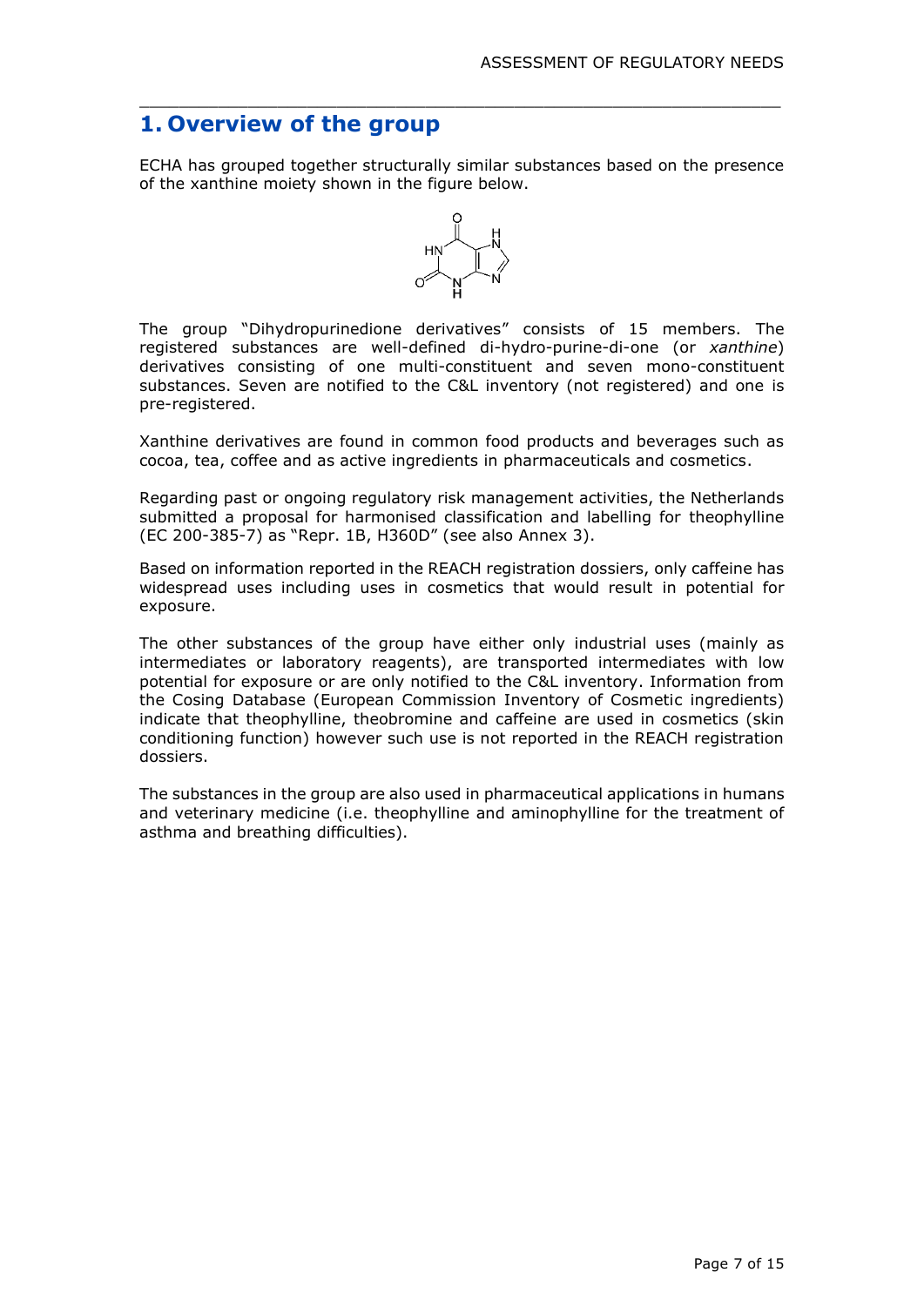# 1. Overview of the group

ECHA has grouped together structurally similar substances based on the presence of the xanthine moiety shown in the figure below.

The group "Dihydropurinedione derivatives" consists of 15 members. The registered substances are well-defined di-hydro-purine-di-one (or *xanthine*) derivatives consisting of one multi-constituent and seven mono-constituent substances. Seven are notified to the C&L inventory (not registered) and one is pre-registered.

Xanthine derivatives are found in common food products and beverages such as cocoa, tea, coffee and as active ingredients in pharmaceuticals and cosmetics.

Regarding past or ongoing regulatory risk management activities, the Netherlands submitted a proposal for harmonised classification and labelling for theophylline (EC 200-385-7) as "Repr. 1B, H360D" (see also Annex 3).

Based on information reported in the REACH registration dossiers, only caffeine has widespread uses including uses in cosmetics that would result in potential for exposure.

The other substances of the group have either only industrial uses (mainly as intermediates or laboratory reagents), are transported intermediates with low potential for exposure or are only notified to the C&L inventory. Information from the Cosing Database (European Commission Inventory of Cosmetic ingredients) indicate that theophylline, theobromine and caffeine are used in cosmetics (skin conditioning function) however such use is not reported in the REACH registration dossiers.

The substances in the group are also used in pharmaceutical applications in humans and veterinary medicine (i.e. theophylline and aminophylline for the treatment of asthma and breathing difficulties).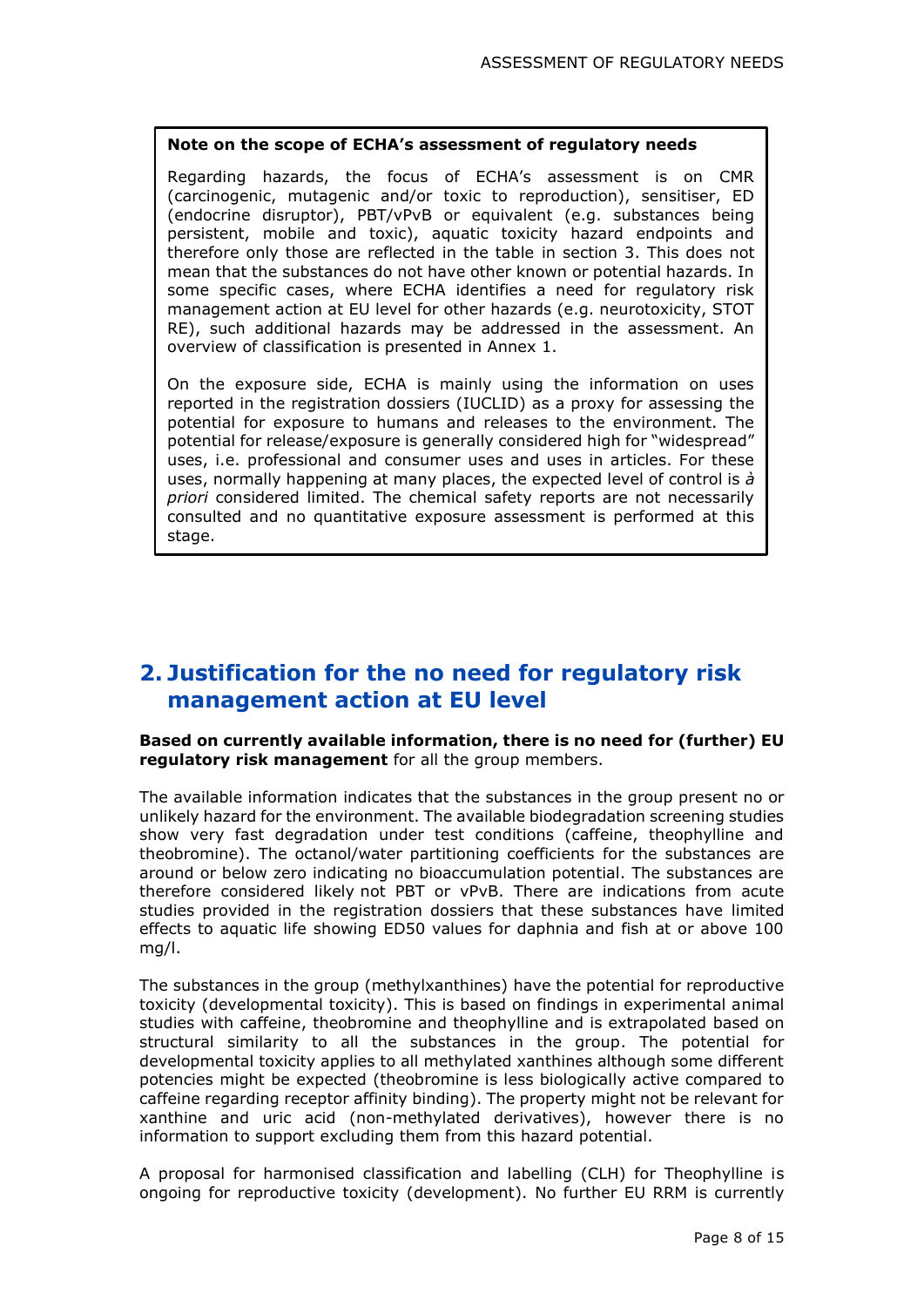**Note on the scope of ECHA's assessment of regulatory needs**

Regarding hazards, the focus of ECHA's assessment is on CMR (carcinogenic, mutagenic and/or toxic to reproduction), sensitiser, ED (endocrine disruptor), PBT/vPvB or equivalent (e.g. substances being persistent, mobile and toxic), aquatic toxicity hazard endpoints and therefore only those are reflected in the table in section 3. This does not mean that the substances do not have other known or potential hazards. In some specific cases, where ECHA identifies a need for regulatory risk management action at EU level for other hazards (e.g. neurotoxicity, STOT RE), such additional hazards may be addressed in the assessment. An overview of classification is presented in Annex 1.

On the exposure side, ECHA is mainly using the information on uses reported in the registration dossiers (IUCLID) as a proxy for assessing the potential for exposure to humans and releases to the environment. The potential for release/exposure is generally considered high for "widespread" uses, i.e. professional and consumer uses and uses in articles. For these uses, normally happening at many places, the expected level of control is *à priori* considered limited. The chemical safety reports are not necessarily consulted and no quantitative exposure assessment is performed at this stage.

## 2. Justification for the no need for regulatory risk management action at EU level

**Based on currently available information, there is no need for (further) EU regulatory risk management** for all the group members.

The available information indicates that the substances in the group present no or unlikely hazard for the environment. The available biodegradation screening studies show very fast degradation under test conditions (caffeine, theophylline and theobromine). The octanol/water partitioning coefficients for the substances are around or below zero indicating no bioaccumulation potential. The substances are therefore considered likely not PBT or vPvB. There are indications from acute studies provided in the registration dossiers that these substances have limited effects to aquatic life showing ED50 values for daphnia and fish at or above 100 mg/l.

The substances in the group (methylxanthines) have the potential for reproductive toxicity (developmental toxicity). This is based on findings in experimental animal studies with caffeine, theobromine and theophylline and is extrapolated based on structural similarity to all the substances in the group. The potential for developmental toxicity applies to all methylated xanthines although some different potencies might be expected (theobromine is less biologically active compared to caffeine regarding receptor affinity binding). The property might not be relevant for xanthine and uric acid (non-methylated derivatives), however there is no information to support excluding them from this hazard potential.

A proposal for harmonised classification and labelling (CLH) for Theophylline is ongoing for reproductive toxicity (development). No further EU RRM is currently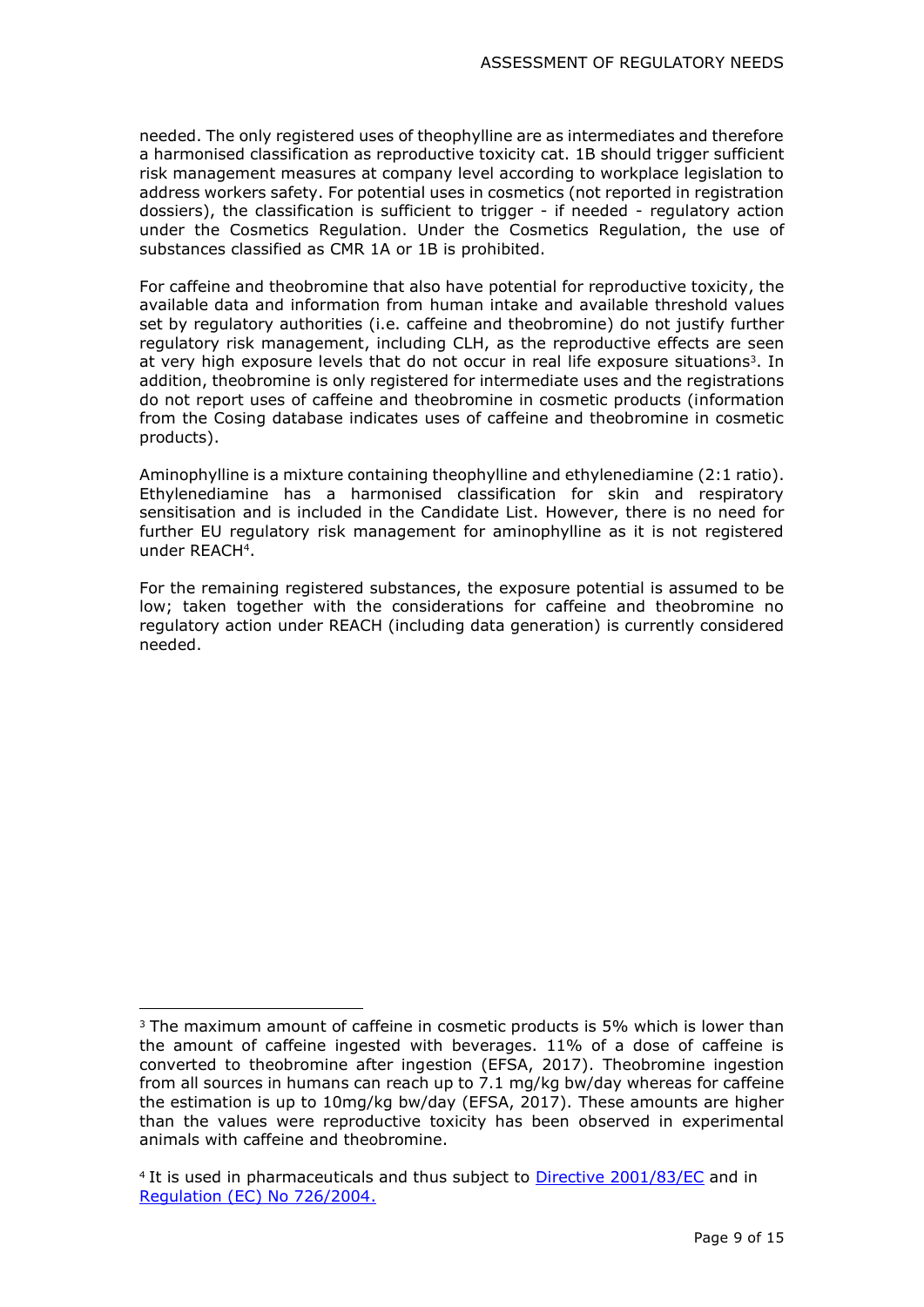needed. The only registered uses of theophylline are as intermediates and therefore a harmonised classification as reproductive toxicity cat. 1B should trigger sufficient risk management measures at company level according to workplace legislation to address workers safety. For potential uses in cosmetics (not reported in registration dossiers), the classification is sufficient to trigger - if needed - regulatory action under the Cosmetics Regulation. Under the Cosmetics Regulation, the use of substances classified as CMR 1A or 1B is prohibited.

For caffeine and theobromine that also have potential for reproductive toxicity, the available data and information from human intake and available threshold values set by regulatory authorities (i.e. caffeine and theobromine) do not justify further regulatory risk management, including CLH, as the reproductive effects are seen at very high exposure levels that do not occur in real life exposure situations[3]. In addition, theobromine is only registered for intermediate uses and the registrations do not report uses of caffeine and theobromine in cosmetic products (information from the Cosing database indicates uses of caffeine and theobromine in cosmetic products).

Aminophylline is a mixture containing theophylline and ethylenediamine (2:1 ratio). Ethylenediamine has a harmonised classification for skin and respiratory sensitisation and is included in the Candidate List. However, there is no need for further EU regulatory risk management for aminophylline as it is not registered under REACH[4].

For the remaining registered substances, the exposure potential is assumed to be low; taken together with the considerations for caffeine and theobromine no regulatory action under REACH (including data generation) is currently considered needed.

---

[3] The maximum amount of caffeine in cosmetic products is 5% which is lower than the amount of caffeine ingested with beverages. 11% of a dose of caffeine is converted to theobromine after ingestion (EFSA, 2017). Theobromine ingestion from all sources in humans can reach up to 7.1 mg/kg bw/day whereas for caffeine the estimation is up to 10mg/kg bw/day (EFSA, 2017). These amounts are higher than the values were reproductive toxicity has been observed in experimental animals with caffeine and theobromine.

[4] It is used in pharmaceuticals and thus subject to Directive 2001/83/EC and in Regulation (EC) No 726/2004.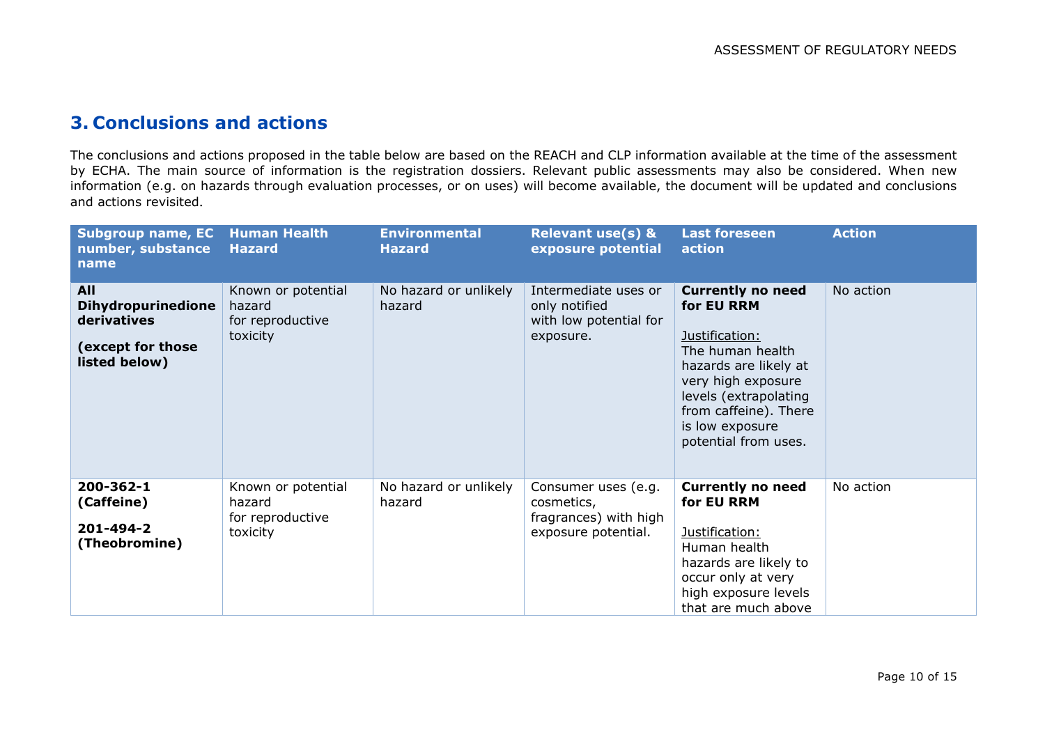## 3. Conclusions and actions

The conclusions and actions proposed in the table below are based on the REACH and CLP information available at the time of the assessment by ECHA. The main source of information is the registration dossiers. Relevant public assessments may also be considered. When new information (e.g. on hazards through evaluation processes, or on uses) will become available, the document will be updated and conclusions and actions revisited.

| Subgroup name, EC number, substance name | Human Health Hazard | Environmental Hazard | Relevant use(s) & exposure potential | Last foreseen action | Action |
|---|---|---|---|---|---|
| **All Dihydropurinedione derivatives** <br> **(except for those listed below)** | Known or potential hazard for reproductive toxicity | No hazard or unlikely hazard | Intermediate uses or only notified with low potential for exposure. | **Currently no need for EU RRM** <br> Justification: <br> The human health hazards are likely at very high exposure levels (extrapolating from caffeine). There is low exposure potential from uses. | No action |
| **200-362-1 (Caffeine)** <br> **201-494-2 (Theobromine)** | Known or potential hazard for reproductive toxicity | No hazard or unlikely hazard | Consumer uses (e.g. cosmetics, fragrances) with high exposure potential. | **Currently no need for EU RRM** <br> Justification: <br> Human health hazards are likely to occur only at very high exposure levels that are much above | No action |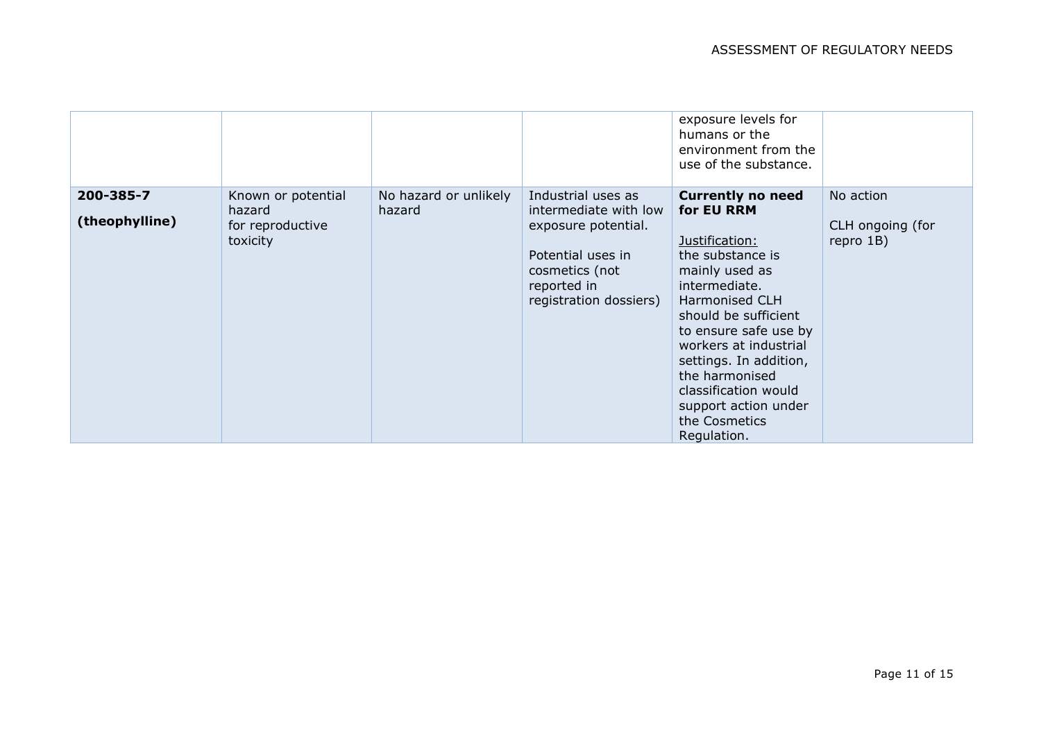| | | | | exposure levels for humans or the environment from the use of the substance. | |
|---|---|---|---|---|---|
| **200-385-7** **(theophylline)** | Known or potential hazard for reproductive toxicity | No hazard or unlikely hazard | Industrial uses as intermediate with low exposure potential. Potential uses in cosmetics (not reported in registration dossiers) | **Currently no need for EU RRM** Justification: the substance is mainly used as intermediate. Harmonised CLH should be sufficient to ensure safe use by workers at industrial settings. In addition, the harmonised classification would support action under the Cosmetics Regulation. | No action CLH ongoing (for repro 1B) |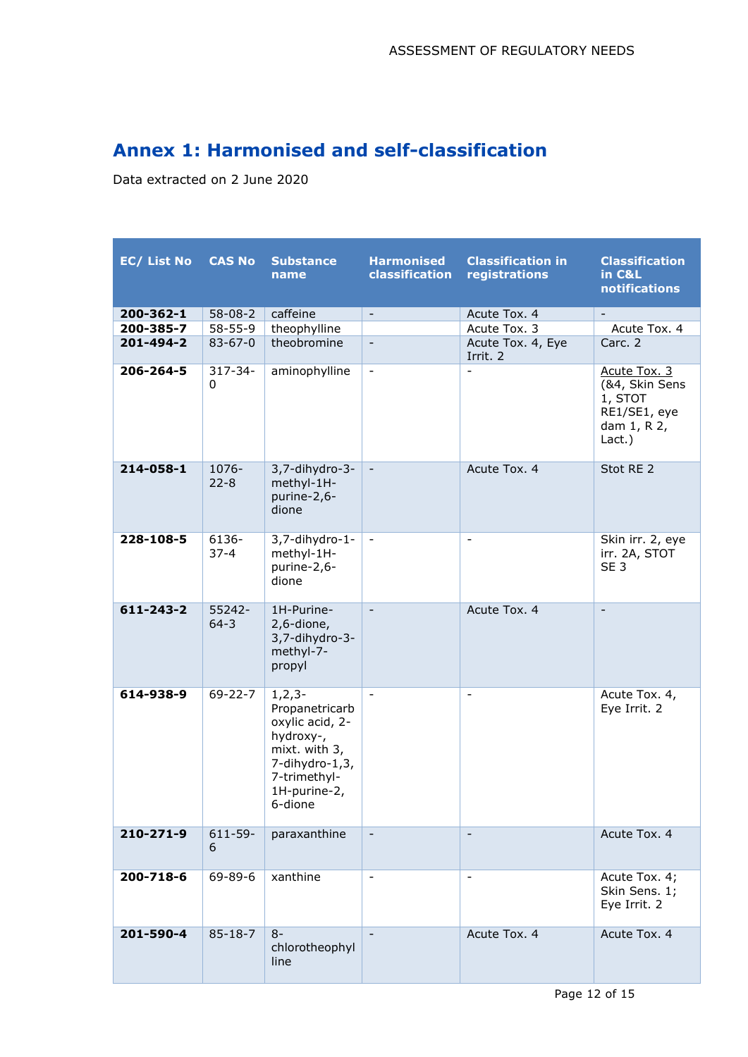## Annex 1: Harmonised and self-classification

Data extracted on 2 June 2020

| EC/ List No | CAS No | Substance name | Harmonised classification | Classification in registrations | Classification in C&L notifications |
|---|---|---|---|---|---|
| **200-362-1** | 58-08-2 | caffeine | - | Acute Tox. 4 | - |
| **200-385-7** | 58-55-9 | theophylline | | Acute Tox. 3 | Acute Tox. 4 |
| **201-494-2** | 83-67-0 | theobromine | - | Acute Tox. 4, Eye Irrit. 2 | Carc. 2 |
| **206-264-5** | 317-34-0 | aminophylline | - | - | Acute Tox. 3 (&4, Skin Sens 1, STOT RE1/SE1, eye dam 1, R 2, Lact.) |
| **214-058-1** | 1076-22-8 | 3,7-dihydro-3-methyl-1H-purine-2,6-dione | - | Acute Tox. 4 | Stot RE 2 |
| **228-108-5** | 6136-37-4 | 3,7-dihydro-1-methyl-1H-purine-2,6-dione | - | - | Skin irr. 2, eye irr. 2A, STOT SE 3 |
| **611-243-2** | 55242-64-3 | 1H-Purine-2,6-dione, 3,7-dihydro-3-methyl-7-propyl | - | Acute Tox. 4 | - |
| **614-938-9** | 69-22-7 | 1,2,3-Propanetricarboxylic acid, 2-hydroxy-, mixt. with 3,7-dihydro-1,3,7-trimethyl-1H-purine-2,6-dione | - | - | Acute Tox. 4, Eye Irrit. 2 |
| **210-271-9** | 611-59-6 | paraxanthine | - | - | Acute Tox. 4 |
| **200-718-6** | 69-89-6 | xanthine | - | - | Acute Tox. 4; Skin Sens. 1; Eye Irrit. 2 |
| **201-590-4** | 85-18-7 | 8-chlorotheophylline | - | Acute Tox. 4 | Acute Tox. 4 |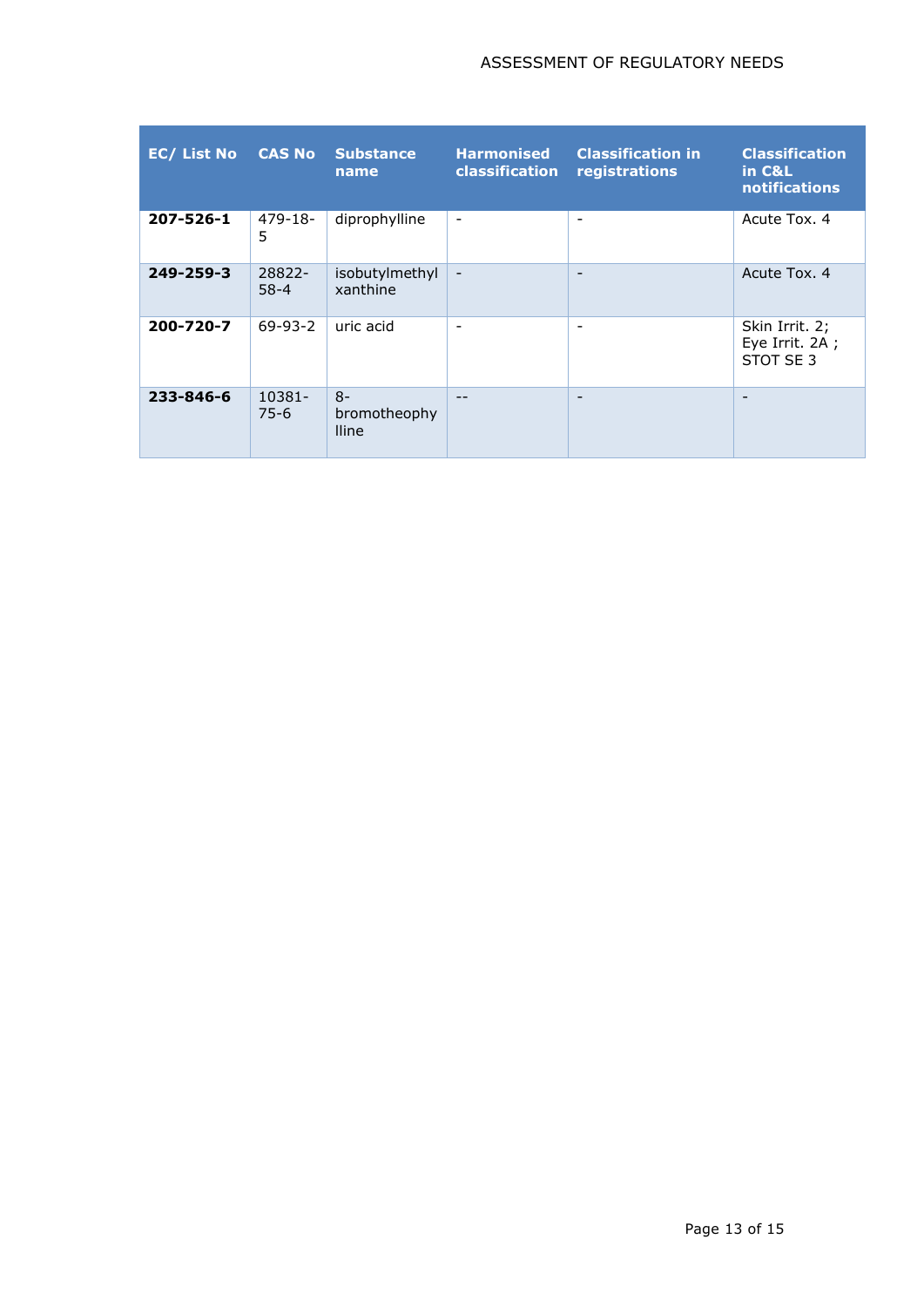| EC/ List No | CAS No | Substance name | Harmonised classification | Classification in registrations | Classification in C&L notifications |
|---|---|---|---|---|---|
| **207-526-1** | 479-18-5 | diprophylline | - | - | Acute Tox. 4 |
| **249-259-3** | 28822-58-4 | isobutylmethyl xanthine | - | - | Acute Tox. 4 |
| **200-720-7** | 69-93-2 | uric acid | - | - | Skin Irrit. 2; Eye Irrit. 2A ; STOT SE 3 |
| **233-846-6** | 10381-75-6 | 8-bromotheophylline | -- | - | - |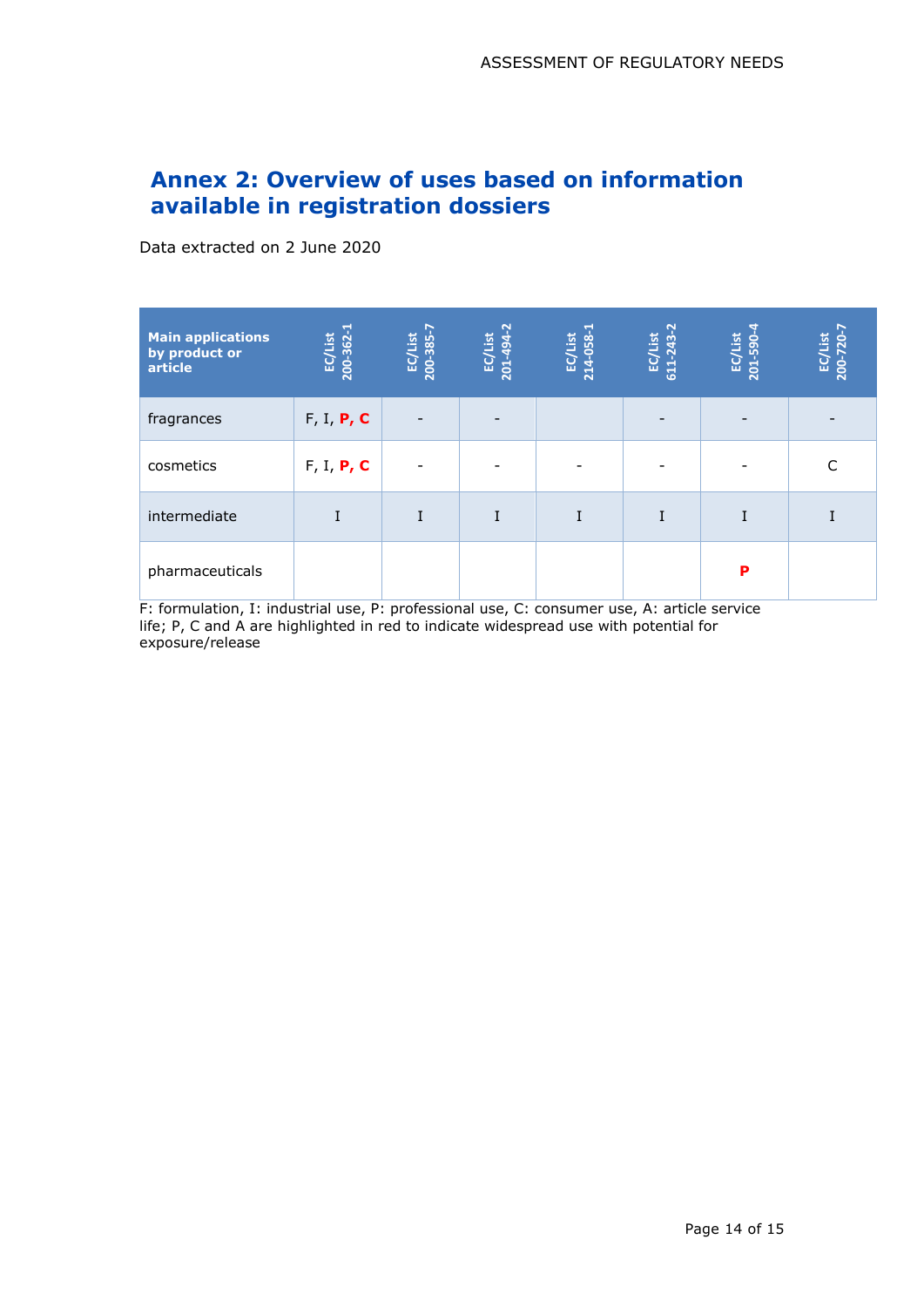# Annex 2: Overview of uses based on information available in registration dossiers

Data extracted on 2 June 2020

| Main applications by product or article | EC/List 200-362-1 | EC/List 200-385-7 | EC/List 201-494-2 | EC/List 214-058-1 | EC/List 611-243-2 | EC/List 201-590-4 | EC/List 200-720-7 |
|---|---|---|---|---|---|---|---|
| fragrances | F, I, **P, C** | - | - | | - | - | - |
| cosmetics | F, I, **P, C** | - | - | - | - | - | C |
| intermediate | I | I | I | I | I | I | I |
| pharmaceuticals | | | | | | **P** | |

F: formulation, I: industrial use, P: professional use, C: consumer use, A: article service life; P, C and A are highlighted in red to indicate widespread use with potential for exposure/release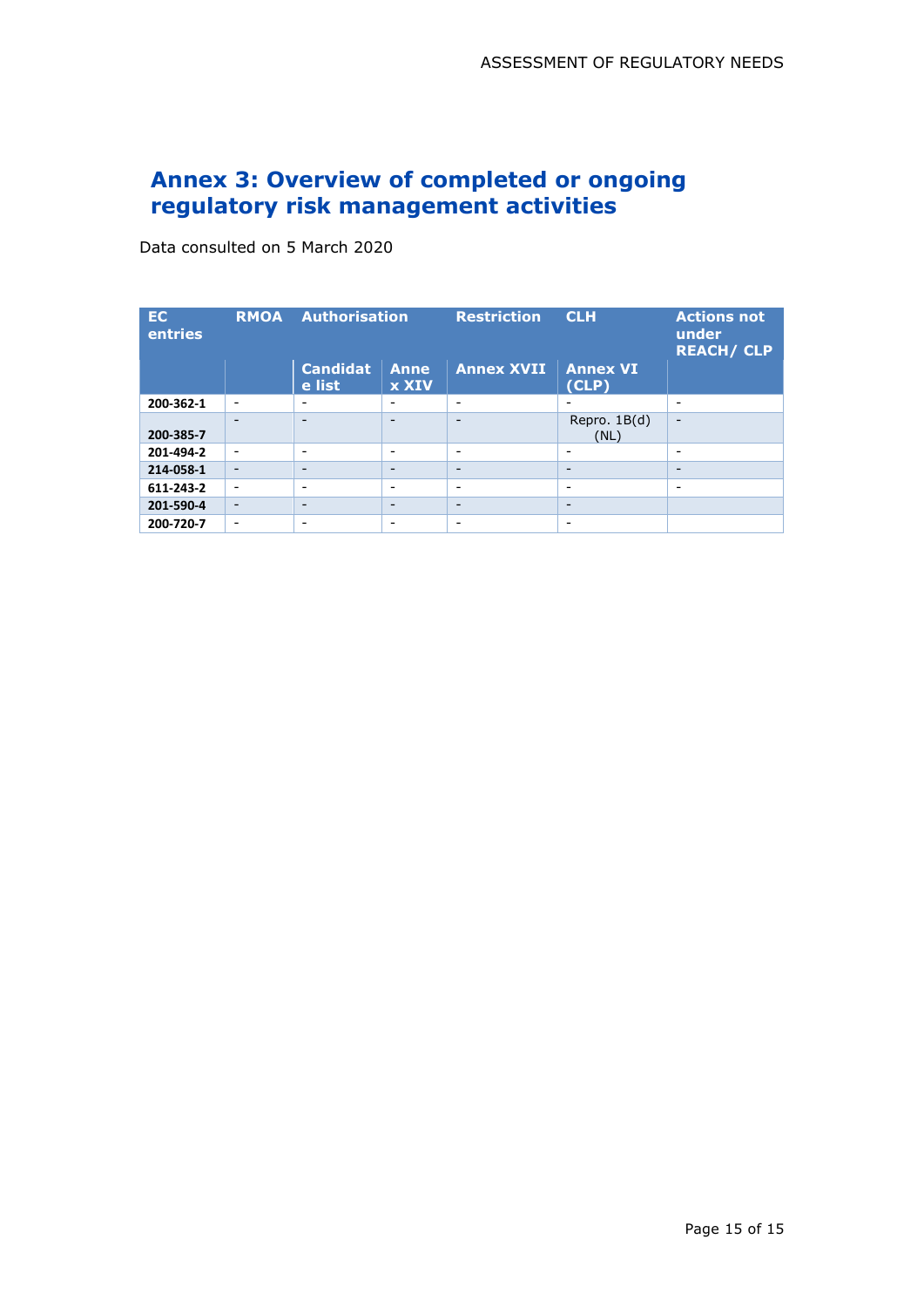# Annex 3: Overview of completed or ongoing regulatory risk management activities

Data consulted on 5 March 2020

| EC entries | RMOA | Authorisation | | Restriction | CLH | Actions not under REACH/ CLP |
|---|---|---|---|---|---|---|
| | | Candidate list | Annex XIV | Annex XVII | Annex VI (CLP) | |
| 200-362-1 | - | - | - | - | - | - |
| 200-385-7 | - | - | - | - | Repro. 1B(d) (NL) | - |
| 201-494-2 | - | - | - | - | - | - |
| 214-058-1 | - | - | - | - | - | - |
| 611-243-2 | - | - | - | - | - | - |
| 201-590-4 | - | - | - | - | - | |
| 200-720-7 | - | - | - | - | - | |